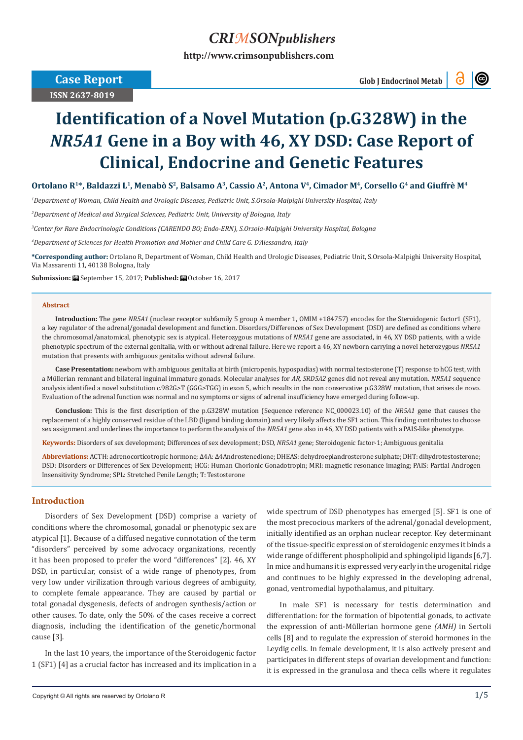# Identification of a Novel Mutation (p.G328W) in the *NR5A1* Gene in a Boy with 46, XY DSD: Case Report of Clinical, Endocrine and Genetic Features

**Ortolano R[1]*, Baldazzi L[1], Menabò S[2], Balsamo A[3], Cassio A[2], Antona V[4], Cimador M[4], Corsello G[4] and Giuffrè M[4]**

[1]*Department of Woman, Child Health and Urologic Diseases, Pediatric Unit, S.Orsola-Malpighi University Hospital, Italy*

[2]*Department of Medical and Surgical Sciences, Pediatric Unit, University of Bologna, Italy*

[3]*Center for Rare Endocrinologic Conditions (CARENDO BO; Endo-ERN), S.Orsola-Malpighi University Hospital, Bologna*

[4]*Department of Sciences for Health Promotion and Mother and Child Care G. D'Alessandro, Italy*

**\*Corresponding author:** Ortolano R, Department of Woman, Child Health and Urologic Diseases, Pediatric Unit, S.Orsola-Malpighi University Hospital, Via Massarenti 11, 40138 Bologna, Italy

**Submission:** September 15, 2017; **Published:** October 16, 2017

## Abstract

**Introduction:** The gene *NR5A1* (nuclear receptor subfamily 5 group A member 1, OMIM +184757) encodes for the Steroidogenic factor1 (SF1), a key regulator of the adrenal/gonadal development and function. Disorders/Differences of Sex Development (DSD) are defined as conditions where the chromosomal/anatomical, phenotypic sex is atypical. Heterozygous mutations of *NR5A1* gene are associated, in 46, XY DSD patients, with a wide phenotypic spectrum of the external genitalia, with or without adrenal failure. Here we report a 46, XY newborn carrying a novel heterozygous *NR5A1* mutation that presents with ambiguous genitalia without adrenal failure.

**Case Presentation:** newborn with ambiguous genitalia at birth (micropenis, hypospadias) with normal testosterone (T) response to hCG test, with a Müllerian remnant and bilateral inguinal immature gonads. Molecular analyses for *AR, SRD5A2* genes did not reveal any mutation. *NR5A1* sequence analysis identified a novel substitution c.982G>T (GGG>TGG) in exon 5, which results in the non conservative p.G328W mutation, that arises de novo. Evaluation of the adrenal function was normal and no symptoms or signs of adrenal insufficiency have emerged during follow-up.

**Conclusion:** This is the first description of the p.G328W mutation (Sequence reference NC_000023.10) of the *NR5A1* gene that causes the replacement of a highly conserved residue of the LBD (ligand binding domain) and very likely affects the SF1 action. This finding contributes to choose sex assignment and underlines the importance to perform the analysis of the *NR5A1* gene also in 46, XY DSD patients with a PAIS-like phenotype.

**Keywords:** Disorders of sex development; Differences of sex development; DSD, *NR5A1* gene; Steroidogenic factor-1; Ambiguous genitalia

**Abbreviations:** ACTH: adrenocorticotropic hormone; Δ4A: Δ4Androstenedione; DHEAS: dehydroepiandrosterone sulphate; DHT: dihydrotestosterone; DSD: Disorders or Differences of Sex Development; HCG: Human Chorionic Gonadotropin; MRI: magnetic resonance imaging; PAIS: Partial Androgen Insensitivity Syndrome; SPL: Stretched Penile Length; T: Testosterone

## Introduction

Disorders of Sex Development (DSD) comprise a variety of conditions where the chromosomal, gonadal or phenotypic sex are atypical [1]. Because of a diffused negative connotation of the term "disorders" perceived by some advocacy organizations, recently it has been proposed to prefer the word "differences" [2]. 46, XY DSD, in particular, consist of a wide range of phenotypes, from very low under virilization through various degrees of ambiguity, to complete female appearance. They are caused by partial or total gonadal dysgenesis, defects of androgen synthesis/action or other causes. To date, only the 50% of the cases receive a correct diagnosis, including the identification of the genetic/hormonal cause [3].

In the last 10 years, the importance of the Steroidogenic factor 1 (SF1) [4] as a crucial factor has increased and its implication in a wide spectrum of DSD phenotypes has emerged [5]. SF1 is one of the most precocious markers of the adrenal/gonadal development, initially identified as an orphan nuclear receptor. Key determinant of the tissue-specific expression of steroidogenic enzymes it binds a wide range of different phospholipid and sphingolipid ligands [6,7]. In mice and humans it is expressed very early in the urogenital ridge and continues to be highly expressed in the developing adrenal, gonad, ventromedial hypothalamus, and pituitary.

In male SF1 is necessary for testis determination and differentiation: for the formation of bipotential gonads, to activate the expression of anti-Müllerian hormone gene *(AMH)* in Sertoli cells [8] and to regulate the expression of steroid hormones in the Leydig cells. In female development, it is also actively present and participates in different steps of ovarian development and function: it is expressed in the granulosa and theca cells where it regulates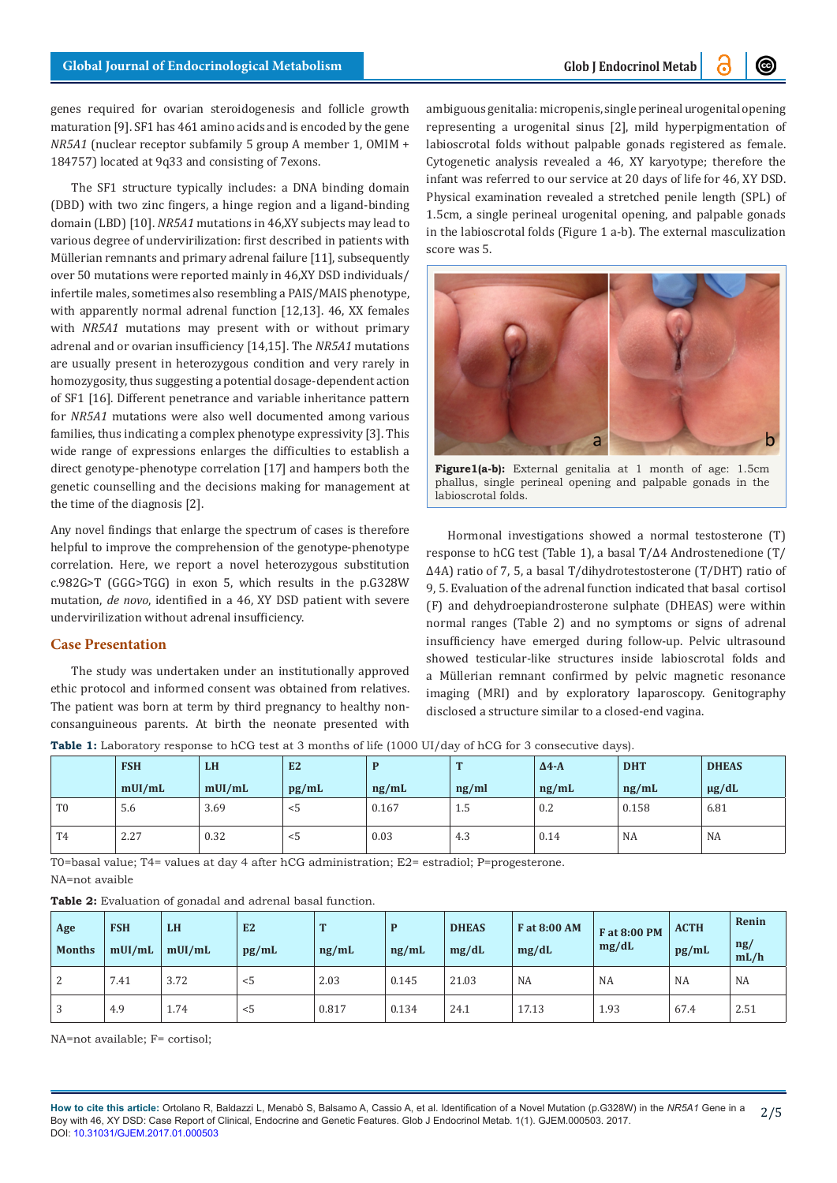genes required for ovarian steroidogenesis and follicle growth maturation [9]. SF1 has 461 amino acids and is encoded by the gene *NR5A1* (nuclear receptor subfamily 5 group A member 1, OMIM + 184757) located at 9q33 and consisting of 7exons.

The SF1 structure typically includes: a DNA binding domain (DBD) with two zinc fingers, a hinge region and a ligand-binding domain (LBD) [10]. *NR5A1* mutations in 46,XY subjects may lead to various degree of undervirilization: first described in patients with Müllerian remnants and primary adrenal failure [11], subsequently over 50 mutations were reported mainly in 46,XY DSD individuals/ infertile males, sometimes also resembling a PAIS/MAIS phenotype, with apparently normal adrenal function [12,13]. 46, XX females with *NR5A1* mutations may present with or without primary adrenal and or ovarian insufficiency [14,15]. The *NR5A1* mutations are usually present in heterozygous condition and very rarely in homozygosity, thus suggesting a potential dosage-dependent action of SF1 [16]. Different penetrance and variable inheritance pattern for *NR5A1* mutations were also well documented among various families, thus indicating a complex phenotype expressivity [3]. This wide range of expressions enlarges the difficulties to establish a direct genotype-phenotype correlation [17] and hampers both the genetic counselling and the decisions making for management at the time of the diagnosis [2].

Any novel findings that enlarge the spectrum of cases is therefore helpful to improve the comprehension of the genotype-phenotype correlation. Here, we report a novel heterozygous substitution c.982G>T (GGG>TGG) in exon 5, which results in the p.G328W mutation, *de novo*, identified in a 46, XY DSD patient with severe undervirilization without adrenal insufficiency.

## Case Presentation

The study was undertaken under an institutionally approved ethic protocol and informed consent was obtained from relatives. The patient was born at term by third pregnancy to healthy non-consanguineous parents. At birth the neonate presented with ambiguous genitalia: micropenis, single perineal urogenital opening representing a urogenital sinus [2], mild hyperpigmentation of labioscrotal folds without palpable gonads registered as female. Cytogenetic analysis revealed a 46, XY karyotype; therefore the infant was referred to our service at 20 days of life for 46, XY DSD. Physical examination revealed a stretched penile length (SPL) of 1.5cm, a single perineal urogenital opening, and palpable gonads in the labioscrotal folds (Figure 1 a-b). The external masculinization score was 5.

**Figure1(a-b):** External genitalia at 1 month of age: 1.5cm phallus, single perineal opening and palpable gonads in the labioscrotal folds.

Hormonal investigations showed a normal testosterone (T) response to hCG test (Table 1), a basal T/Δ4 Androstenedione (T/Δ4A) ratio of 7, 5, a basal T/dihydrotestosterone (T/DHT) ratio of 9, 5. Evaluation of the adrenal function indicated that basal cortisol (F) and dehydroepiandrosterone sulphate (DHEAS) were within normal ranges (Table 2) and no symptoms or signs of adrenal insufficiency have emerged during follow-up. Pelvic ultrasound showed testicular-like structures inside labioscrotal folds and a Müllerian remnant confirmed by pelvic magnetic resonance imaging (MRI) and by exploratory laparoscopy. Genitography disclosed a structure similar to a closed-end vagina.

**Table 1:** Laboratory response to hCG test at 3 months of life (1000 UI/day of hCG for 3 consecutive days).

| | FSH mUI/mL | LH mUI/mL | E2 pg/mL | P ng/mL | T ng/ml | Δ4-A ng/mL | DHT ng/mL | DHEAS µg/dL |
|---|---|---|---|---|---|---|---|---|
| T0 | 5.6 | 3.69 | <5 | 0.167 | 1.5 | 0.2 | 0.158 | 6.81 |
| T4 | 2.27 | 0.32 | <5 | 0.03 | 4.3 | 0.14 | NA | NA |

T0=basal value; T4= values at day 4 after hCG administration; E2= estradiol; P=progesterone.

NA=not avaible

**Table 2:** Evaluation of gonadal and adrenal basal function.

| Age Months | FSH mUI/mL | LH mUI/mL | E2 pg/mL | T ng/mL | P ng/mL | DHEAS mg/dL | F at 8:00 AM mg/dL | F at 8:00 PM mg/dL | ACTH pg/mL | Renin ng/ mL/h |
|---|---|---|---|---|---|---|---|---|---|---|
| 2 | 7.41 | 3.72 | <5 | 2.03 | 0.145 | 21.03 | NA | NA | NA | NA |
| 3 | 4.9 | 1.74 | <5 | 0.817 | 0.134 | 24.1 | 17.13 | 1.93 | 67.4 | 2.51 |

NA=not available; F= cortisol;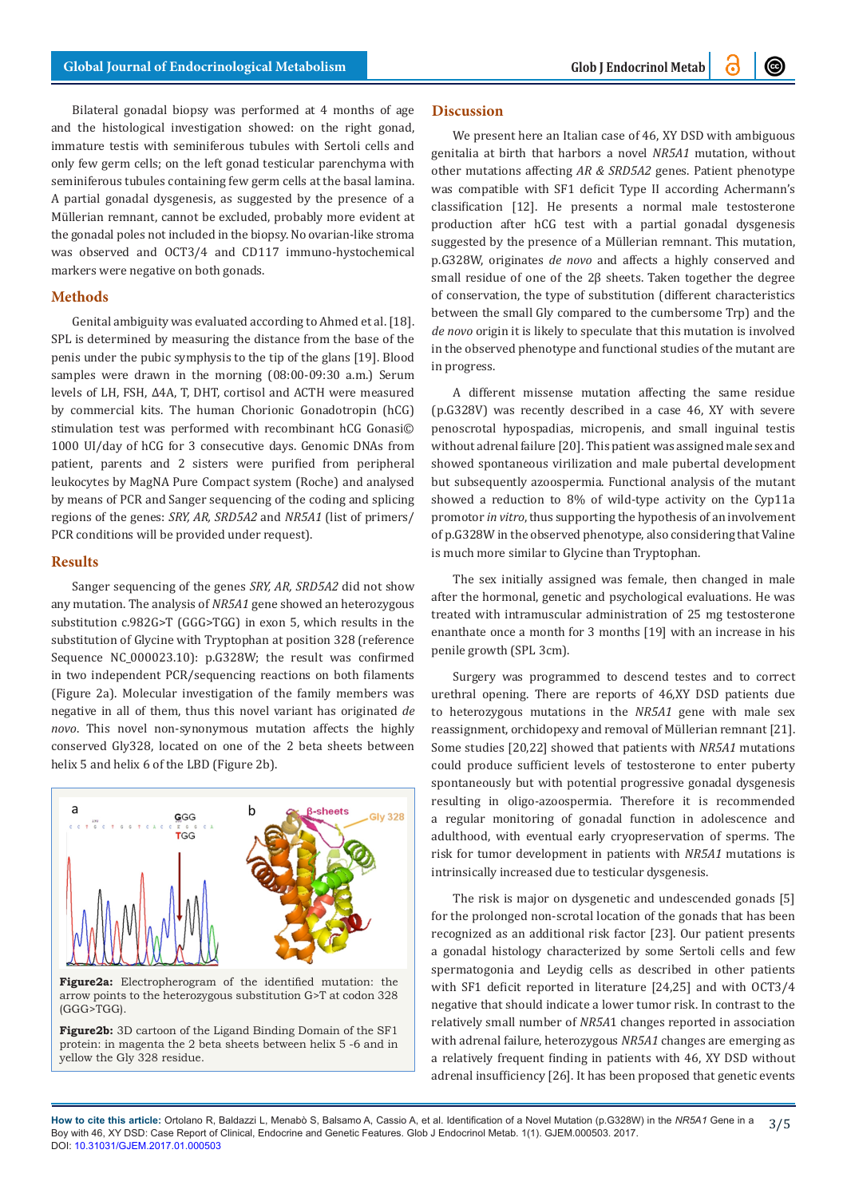Bilateral gonadal biopsy was performed at 4 months of age and the histological investigation showed: on the right gonad, immature testis with seminiferous tubules with Sertoli cells and only few germ cells; on the left gonad testicular parenchyma with seminiferous tubules containing few germ cells at the basal lamina. A partial gonadal dysgenesis, as suggested by the presence of a Müllerian remnant, cannot be excluded, probably more evident at the gonadal poles not included in the biopsy. No ovarian-like stroma was observed and OCT3/4 and CD117 immuno-hystochemical markers were negative on both gonads.

## Methods

Genital ambiguity was evaluated according to Ahmed et al. [18]. SPL is determined by measuring the distance from the base of the penis under the pubic symphysis to the tip of the glans [19]. Blood samples were drawn in the morning (08:00-09:30 a.m.) Serum levels of LH, FSH, Δ4A, T, DHT, cortisol and ACTH were measured by commercial kits. The human Chorionic Gonadotropin (hCG) stimulation test was performed with recombinant hCG Gonasi© 1000 UI/day of hCG for 3 consecutive days. Genomic DNAs from patient, parents and 2 sisters were purified from peripheral leukocytes by MagNA Pure Compact system (Roche) and analysed by means of PCR and Sanger sequencing of the coding and splicing regions of the genes: *SRY, AR, SRD5A2* and *NR5A1* (list of primers/PCR conditions will be provided under request).

## Results

Sanger sequencing of the genes *SRY, AR, SRD5A2* did not show any mutation. The analysis of *NR5A1* gene showed an heterozygous substitution c.982G>T (GGG>TGG) in exon 5, which results in the substitution of Glycine with Tryptophan at position 328 (reference Sequence NC_000023.10): p.G328W; the result was confirmed in two independent PCR/sequencing reactions on both filaments (Figure 2a). Molecular investigation of the family members was negative in all of them, thus this novel variant has originated *de novo*. This novel non-synonymous mutation affects the highly conserved Gly328, located on one of the 2 beta sheets between helix 5 and helix 6 of the LBD (Figure 2b).

**Figure2a:** Electropherogram of the identified mutation: the arrow points to the heterozygous substitution G>T at codon 328 (GGG>TGG).

**Figure2b:** 3D cartoon of the Ligand Binding Domain of the SF1 protein: in magenta the 2 beta sheets between helix 5 -6 and in yellow the Gly 328 residue.

## Discussion

We present here an Italian case of 46, XY DSD with ambiguous genitalia at birth that harbors a novel *NR5A1* mutation, without other mutations affecting *AR & SRD5A2* genes. Patient phenotype was compatible with SF1 deficit Type II according Achermann's classification [12]. He presents a normal male testosterone production after hCG test with a partial gonadal dysgenesis suggested by the presence of a Müllerian remnant. This mutation, p.G328W, originates *de novo* and affects a highly conserved and small residue of one of the 2β sheets. Taken together the degree of conservation, the type of substitution (different characteristics between the small Gly compared to the cumbersome Trp) and the *de novo* origin it is likely to speculate that this mutation is involved in the observed phenotype and functional studies of the mutant are in progress.

A different missense mutation affecting the same residue (p.G328V) was recently described in a case 46, XY with severe penoscrotal hypospadias, micropenis, and small inguinal testis without adrenal failure [20]. This patient was assigned male sex and showed spontaneous virilization and male pubertal development but subsequently azoospermia. Functional analysis of the mutant showed a reduction to 8% of wild-type activity on the Cyp11a promotor *in vitro*, thus supporting the hypothesis of an involvement of p.G328W in the observed phenotype, also considering that Valine is much more similar to Glycine than Tryptophan.

The sex initially assigned was female, then changed in male after the hormonal, genetic and psychological evaluations. He was treated with intramuscular administration of 25 mg testosterone enanthate once a month for 3 months [19] with an increase in his penile growth (SPL 3cm).

Surgery was programmed to descend testes and to correct urethral opening. There are reports of 46,XY DSD patients due to heterozygous mutations in the *NR5A1* gene with male sex reassignment, orchidopexy and removal of Müllerian remnant [21]. Some studies [20,22] showed that patients with *NR5A1* mutations could produce sufficient levels of testosterone to enter puberty spontaneously but with potential progressive gonadal dysgenesis resulting in oligo-azoospermia. Therefore it is recommended a regular monitoring of gonadal function in adolescence and adulthood, with eventual early cryopreservation of sperms. The risk for tumor development in patients with *NR5A1* mutations is intrinsically increased due to testicular dysgenesis.

The risk is major on dysgenetic and undescended gonads [5] for the prolonged non-scrotal location of the gonads that has been recognized as an additional risk factor [23]. Our patient presents a gonadal histology characterized by some Sertoli cells and few spermatogonia and Leydig cells as described in other patients with SF1 deficit reported in literature [24,25] and with OCT3/4 negative that should indicate a lower tumor risk. In contrast to the relatively small number of *NR5A*1 changes reported in association with adrenal failure, heterozygous *NR5A1* changes are emerging as a relatively frequent finding in patients with 46, XY DSD without adrenal insufficiency [26]. It has been proposed that genetic events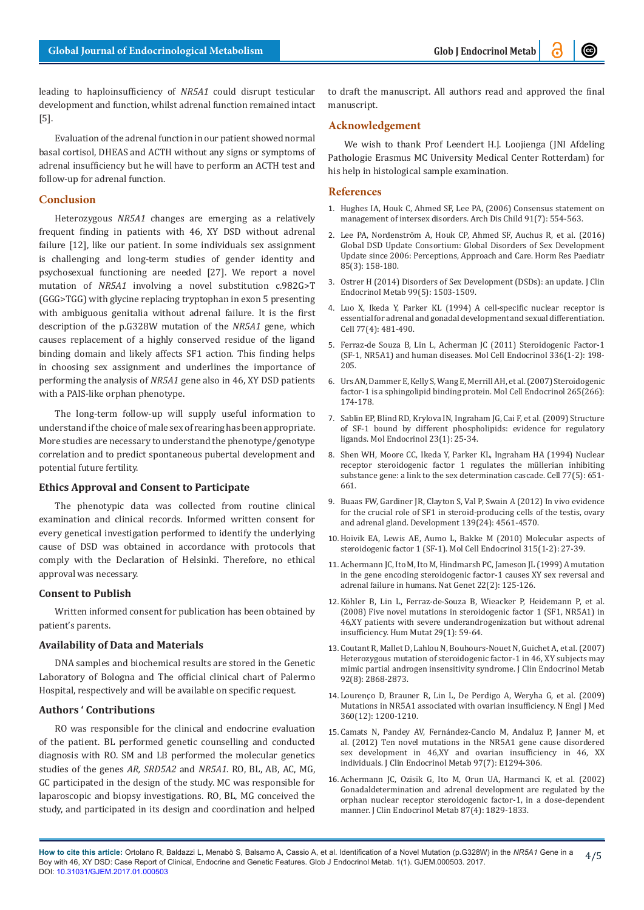leading to haploinsufficiency of *NR5A1* could disrupt testicular development and function, whilst adrenal function remained intact [5].

Evaluation of the adrenal function in our patient showed normal basal cortisol, DHEAS and ACTH without any signs or symptoms of adrenal insufficiency but he will have to perform an ACTH test and follow-up for adrenal function.

## Conclusion

Heterozygous *NR5A1* changes are emerging as a relatively frequent finding in patients with 46, XY DSD without adrenal failure [12], like our patient. In some individuals sex assignment is challenging and long-term studies of gender identity and psychosexual functioning are needed [27]. We report a novel mutation of *NR5A1* involving a novel substitution c.982G>T (GGG>TGG) with glycine replacing tryptophan in exon 5 presenting with ambiguous genitalia without adrenal failure. It is the first description of the p.G328W mutation of the *NR5A1* gene, which causes replacement of a highly conserved residue of the ligand binding domain and likely affects SF1 action. This finding helps in choosing sex assignment and underlines the importance of performing the analysis of *NR5A1* gene also in 46, XY DSD patients with a PAIS-like orphan phenotype.

The long-term follow-up will supply useful information to understand if the choice of male sex of rearing has been appropriate. More studies are necessary to understand the phenotype/genotype correlation and to predict spontaneous pubertal development and potential future fertility.

### Ethics Approval and Consent to Participate

The phenotypic data was collected from routine clinical examination and clinical records. Informed written consent for every genetical investigation performed to identify the underlying cause of DSD was obtained in accordance with protocols that comply with the Declaration of Helsinki. Therefore, no ethical approval was necessary.

### Consent to Publish

Written informed consent for publication has been obtained by patient's parents.

### Availability of Data and Materials

DNA samples and biochemical results are stored in the Genetic Laboratory of Bologna and The official clinical chart of Palermo Hospital, respectively and will be available on specific request.

### Authors ' Contributions

RO was responsible for the clinical and endocrine evaluation of the patient. BL performed genetic counselling and conducted diagnosis with RO. SM and LB performed the molecular genetics studies of the genes *AR, SRD5A2* and *NR5A1*. RO, BL, AB, AC, MG, GC participated in the design of the study. MC was responsible for laparoscopic and biopsy investigations. RO, BL, MG conceived the study, and participated in its design and coordination and helped to draft the manuscript. All authors read and approved the final manuscript.

## Acknowledgement

We wish to thank Prof Leendert H.J. Loojienga (JNI Afdeling Pathologie Erasmus MC University Medical Center Rotterdam) for his help in histological sample examination.

## References

1. Hughes IA, Houk C, Ahmed SF, Lee PA, (2006) Consensus statement on management of intersex disorders. Arch Dis Child 91(7): 554-563.
2. Lee PA, Nordenström A, Houk CP, Ahmed SF, Auchus R, et al. (2016) Global DSD Update Consortium: Global Disorders of Sex Development Update since 2006: Perceptions, Approach and Care. Horm Res Paediatr 85(3): 158-180.
3. Ostrer H (2014) Disorders of Sex Development (DSDs): an update. J Clin Endocrinol Metab 99(5): 1503-1509.
4. Luo X, Ikeda Y, Parker KL (1994) A cell-specific nuclear receptor is essential for adrenal and gonadal development and sexual differentiation. Cell 77(4): 481-490.
5. Ferraz-de Souza B, Lin L, Acherman JC (2011) Steroidogenic Factor-1 (SF-1, NR5A1) and human diseases. Mol Cell Endocrinol 336(1-2): 198-205.
6. Urs AN, Dammer E, Kelly S, Wang E, Merrill AH, et al. (2007) Steroidogenic factor-1 is a sphingolipid binding protein. Mol Cell Endocrinol 265(266): 174-178.
7. Sablin EP, Blind RD, Krylova IN, Ingraham JG, Cai F, et al. (2009) Structure of SF-1 bound by different phospholipids: evidence for regulatory ligands. Mol Endocrinol 23(1): 25-34.
8. Shen WH, Moore CC, Ikeda Y, Parker KL, Ingraham HA (1994) Nuclear receptor steroidogenic factor 1 regulates the müllerian inhibiting substance gene: a link to the sex determination cascade. Cell 77(5): 651-661.
9. Buaas FW, Gardiner JR, Clayton S, Val P, Swain A (2012) In vivo evidence for the crucial role of SF1 in steroid-producing cells of the testis, ovary and adrenal gland. Development 139(24): 4561-4570.
10. Hoivik EA, Lewis AE, Aumo L, Bakke M (2010) Molecular aspects of steroidogenic factor 1 (SF-1). Mol Cell Endocrinol 315(1-2): 27-39.
11. Achermann JC, Ito M, Ito M, Hindmarsh PC, Jameson JL (1999) A mutation in the gene encoding steroidogenic factor-1 causes XY sex reversal and adrenal failure in humans. Nat Genet 22(2): 125-126.
12. Köhler B, Lin L, Ferraz-de-Souza B, Wieacker P, Heidemann P, et al. (2008) Five novel mutations in steroidogenic factor 1 (SF1, NR5A1) in 46,XY patients with severe underandrogenization but without adrenal insufficiency. Hum Mutat 29(1): 59-64.
13. Coutant R, Mallet D, Lahlou N, Bouhours-Nouet N, Guichet A, et al. (2007) Heterozygous mutation of steroidogenic factor-1 in 46, XY subjects may mimic partial androgen insensitivity syndrome. J Clin Endocrinol Metab 92(8): 2868-2873.
14. Lourenço D, Brauner R, Lin L, De Perdigo A, Weryha G, et al. (2009) Mutations in NR5A1 associated with ovarian insufficiency. N Engl J Med 360(12): 1200-1210.
15. Camats N, Pandey AV, Fernández-Cancio M, Andaluz P, Janner M, et al. (2012) Ten novel mutations in the NR5A1 gene cause disordered sex development in 46,XY and ovarian insufficiency in 46, XX individuals. J Clin Endocrinol Metab 97(7): E1294-306.
16. Achermann JC, Ozisik G, Ito M, Orun UA, Harmanci K, et al. (2002) Gonadaldetermination and adrenal development are regulated by the orphan nuclear receptor steroidogenic factor-1, in a dose-dependent manner. J Clin Endocrinol Metab 87(4): 1829-1833.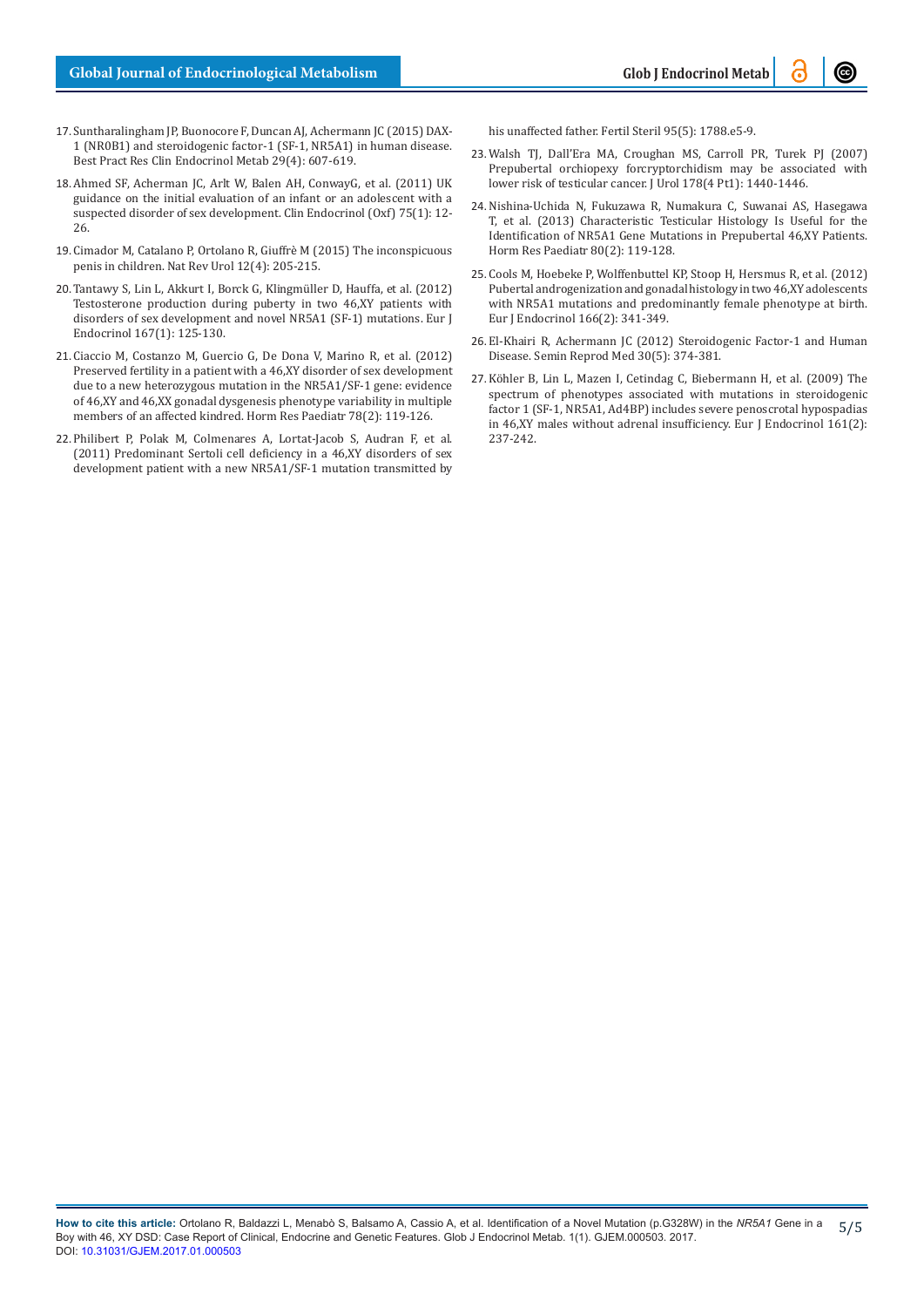17. Suntharalingham JP, Buonocore F, Duncan AJ, Achermann JC (2015) DAX-1 (NR0B1) and steroidogenic factor-1 (SF-1, NR5A1) in human disease. Best Pract Res Clin Endocrinol Metab 29(4): 607-619.
18. Ahmed SF, Acherman JC, Arlt W, Balen AH, ConwayG, et al. (2011) UK guidance on the initial evaluation of an infant or an adolescent with a suspected disorder of sex development. Clin Endocrinol (Oxf) 75(1): 12-26.
19. Cimador M, Catalano P, Ortolano R, Giuffrè M (2015) The inconspicuous penis in children. Nat Rev Urol 12(4): 205-215.
20. Tantawy S, Lin L, Akkurt I, Borck G, Klingmüller D, Hauffa, et al. (2012) Testosterone production during puberty in two 46,XY patients with disorders of sex development and novel NR5A1 (SF-1) mutations. Eur J Endocrinol 167(1): 125-130.
21. Ciaccio M, Costanzo M, Guercio G, De Dona V, Marino R, et al. (2012) Preserved fertility in a patient with a 46,XY disorder of sex development due to a new heterozygous mutation in the NR5A1/SF-1 gene: evidence of 46,XY and 46,XX gonadal dysgenesis phenotype variability in multiple members of an affected kindred. Horm Res Paediatr 78(2): 119-126.
22. Philibert P, Polak M, Colmenares A, Lortat-Jacob S, Audran F, et al. (2011) Predominant Sertoli cell deficiency in a 46,XY disorders of sex development patient with a new NR5A1/SF-1 mutation transmitted by his unaffected father. Fertil Steril 95(5): 1788.e5-9.
23. Walsh TJ, Dall'Era MA, Croughan MS, Carroll PR, Turek PJ (2007) Prepubertal orchiopexy forcryptorchidism may be associated with lower risk of testicular cancer. J Urol 178(4 Pt1): 1440-1446.
24. Nishina-Uchida N, Fukuzawa R, Numakura C, Suwanai AS, Hasegawa T, et al. (2013) Characteristic Testicular Histology Is Useful for the Identification of NR5A1 Gene Mutations in Prepubertal 46,XY Patients. Horm Res Paediatr 80(2): 119-128.
25. Cools M, Hoebeke P, Wolffenbuttel KP, Stoop H, Hersmus R, et al. (2012) Pubertal androgenization and gonadal histology in two 46,XY adolescents with NR5A1 mutations and predominantly female phenotype at birth. Eur J Endocrinol 166(2): 341-349.
26. El-Khairi R, Achermann JC (2012) Steroidogenic Factor-1 and Human Disease. Semin Reprod Med 30(5): 374-381.
27. Köhler B, Lin L, Mazen I, Cetindag C, Biebermann H, et al. (2009) The spectrum of phenotypes associated with mutations in steroidogenic factor 1 (SF-1, NR5A1, Ad4BP) includes severe penoscrotal hypospadias in 46,XY males without adrenal insufficiency. Eur J Endocrinol 161(2): 237-242.